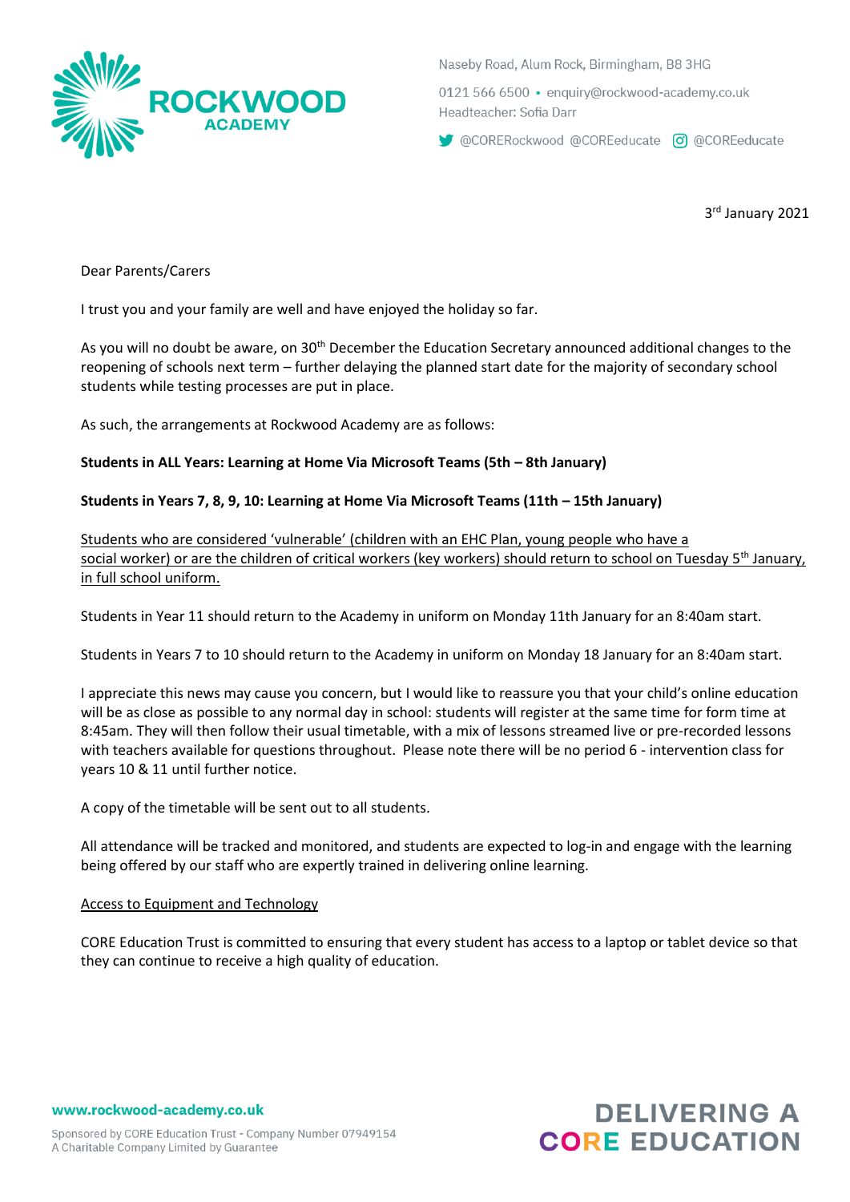Naseby Road, Alum Rock, Birmingham, B8 3HG

0121 566 6500 • enquiry@rockwood-academy.co.uk
Headteacher: Sofia Darr

@CORERockwood @COREeducate @COREeducate

3rd January 2021

Dear Parents/Carers

I trust you and your family are well and have enjoyed the holiday so far.

As you will no doubt be aware, on 30th December the Education Secretary announced additional changes to the reopening of schools next term – further delaying the planned start date for the majority of secondary school students while testing processes are put in place.

As such, the arrangements at Rockwood Academy are as follows:

**Students in ALL Years: Learning at Home Via Microsoft Teams (5th – 8th January)**

**Students in Years 7, 8, 9, 10: Learning at Home Via Microsoft Teams (11th – 15th January)**

Students who are considered 'vulnerable' (children with an EHC Plan, young people who have a social worker) or are the children of critical workers (key workers) should return to school on Tuesday 5th January, in full school uniform.

Students in Year 11 should return to the Academy in uniform on Monday 11th January for an 8:40am start.

Students in Years 7 to 10 should return to the Academy in uniform on Monday 18 January for an 8:40am start.

I appreciate this news may cause you concern, but I would like to reassure you that your child's online education will be as close as possible to any normal day in school: students will register at the same time for form time at 8:45am. They will then follow their usual timetable, with a mix of lessons streamed live or pre-recorded lessons with teachers available for questions throughout. Please note there will be no period 6 - intervention class for years 10 & 11 until further notice.

A copy of the timetable will be sent out to all students.

All attendance will be tracked and monitored, and students are expected to log-in and engage with the learning being offered by our staff who are expertly trained in delivering online learning.

Access to Equipment and Technology

CORE Education Trust is committed to ensuring that every student has access to a laptop or tablet device so that they can continue to receive a high quality of education.

www.rockwood-academy.co.uk

Sponsored by CORE Education Trust - Company Number 07949154
A Charitable Company Limited by Guarantee

DELIVERING A CORE EDUCATION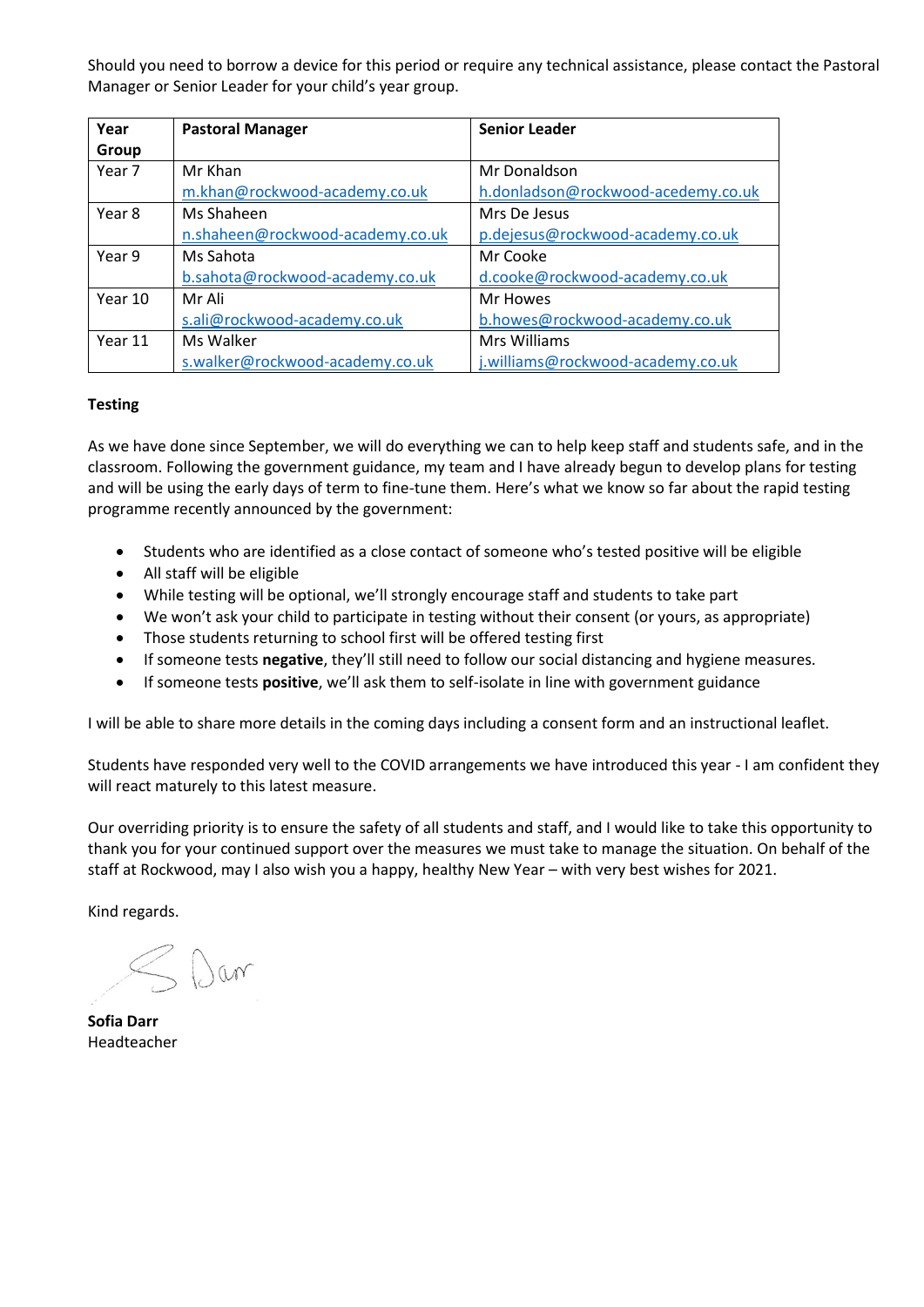Should you need to borrow a device for this period or require any technical assistance, please contact the Pastoral Manager or Senior Leader for your child's year group.

| Year Group | Pastoral Manager | Senior Leader |
|---|---|---|
| Year 7 | Mr Khan<br>m.khan@rockwood-academy.co.uk | Mr Donaldson<br>h.donladson@rockwood-acedemy.co.uk |
| Year 8 | Ms Shaheen<br>n.shaheen@rockwood-academy.co.uk | Mrs De Jesus<br>p.dejesus@rockwood-academy.co.uk |
| Year 9 | Ms Sahota<br>b.sahota@rockwood-academy.co.uk | Mr Cooke<br>d.cooke@rockwood-academy.co.uk |
| Year 10 | Mr Ali<br>s.ali@rockwood-academy.co.uk | Mr Howes<br>b.howes@rockwood-academy.co.uk |
| Year 11 | Ms Walker<br>s.walker@rockwood-academy.co.uk | Mrs Williams<br>j.williams@rockwood-academy.co.uk |

**Testing**

As we have done since September, we will do everything we can to help keep staff and students safe, and in the classroom. Following the government guidance, my team and I have already begun to develop plans for testing and will be using the early days of term to fine-tune them. Here's what we know so far about the rapid testing programme recently announced by the government:

- Students who are identified as a close contact of someone who's tested positive will be eligible
- All staff will be eligible
- While testing will be optional, we'll strongly encourage staff and students to take part
- We won't ask your child to participate in testing without their consent (or yours, as appropriate)
- Those students returning to school first will be offered testing first
- If someone tests **negative**, they'll still need to follow our social distancing and hygiene measures.
- If someone tests **positive**, we'll ask them to self-isolate in line with government guidance

I will be able to share more details in the coming days including a consent form and an instructional leaflet.

Students have responded very well to the COVID arrangements we have introduced this year - I am confident they will react maturely to this latest measure.

Our overriding priority is to ensure the safety of all students and staff, and I would like to take this opportunity to thank you for your continued support over the measures we must take to manage the situation. On behalf of the staff at Rockwood, may I also wish you a happy, healthy New Year – with very best wishes for 2021.

Kind regards.

S Darr

**Sofia Darr**
Headteacher